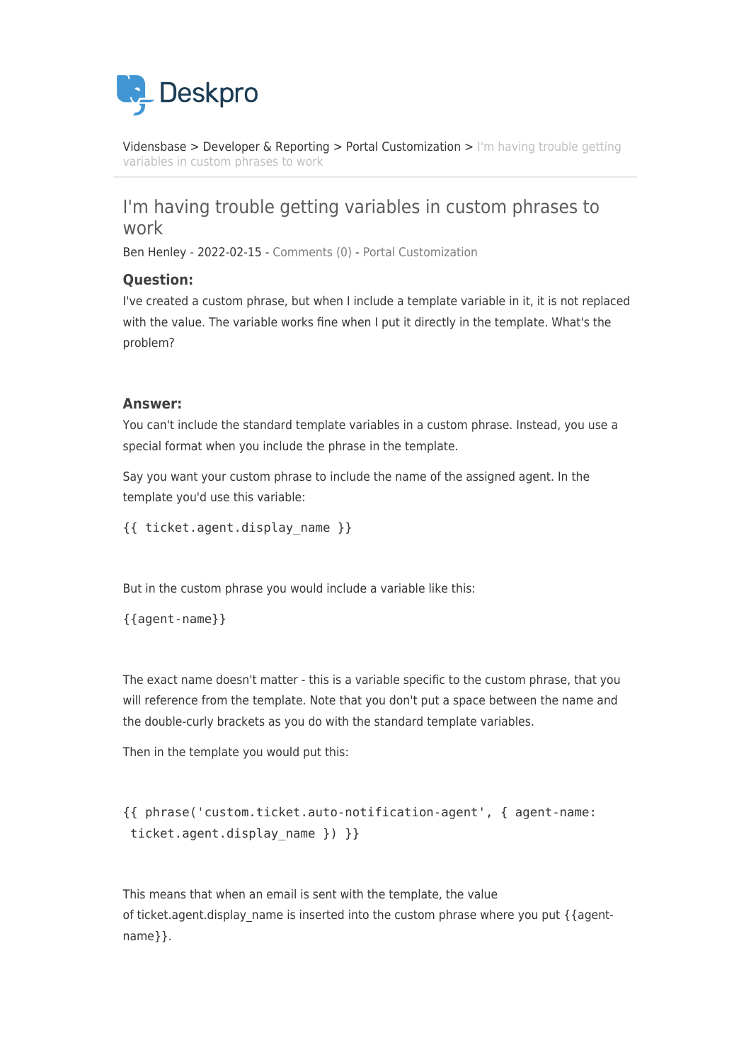Deskpro

Vidensbase > Developer & Reporting > Portal Customization > I'm having trouble getting variables in custom phrases to work

# I'm having trouble getting variables in custom phrases to work

Ben Henley - 2022-02-15 - Comments (0) - Portal Customization

### Question:

I've created a custom phrase, but when I include a template variable in it, it is not replaced with the value. The variable works fine when I put it directly in the template. What's the problem?

### Answer:

You can't include the standard template variables in a custom phrase. Instead, you use a special format when you include the phrase in the template.

Say you want your custom phrase to include the name of the assigned agent. In the template you'd use this variable:

```
{{ ticket.agent.display_name }}
```

But in the custom phrase you would include a variable like this:

```
{{agent-name}}
```

The exact name doesn't matter - this is a variable specific to the custom phrase, that you will reference from the template. Note that you don't put a space between the name and the double-curly brackets as you do with the standard template variables.

Then in the template you would put this:

```
{{ phrase('custom.ticket.auto-notification-agent', { agent-name:
 ticket.agent.display_name }) }}
```

This means that when an email is sent with the template, the value of ticket.agent.display_name is inserted into the custom phrase where you put {{agent-name}}.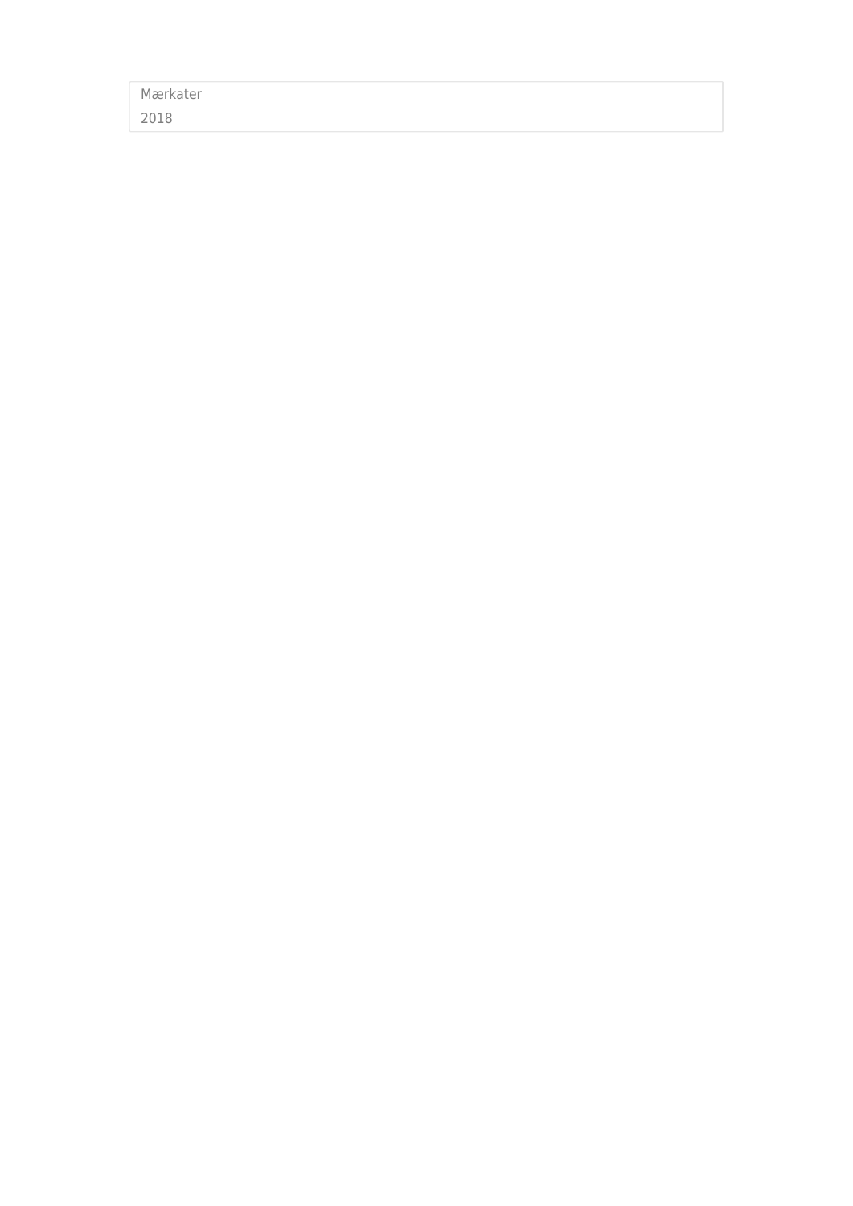Mærkater

2018